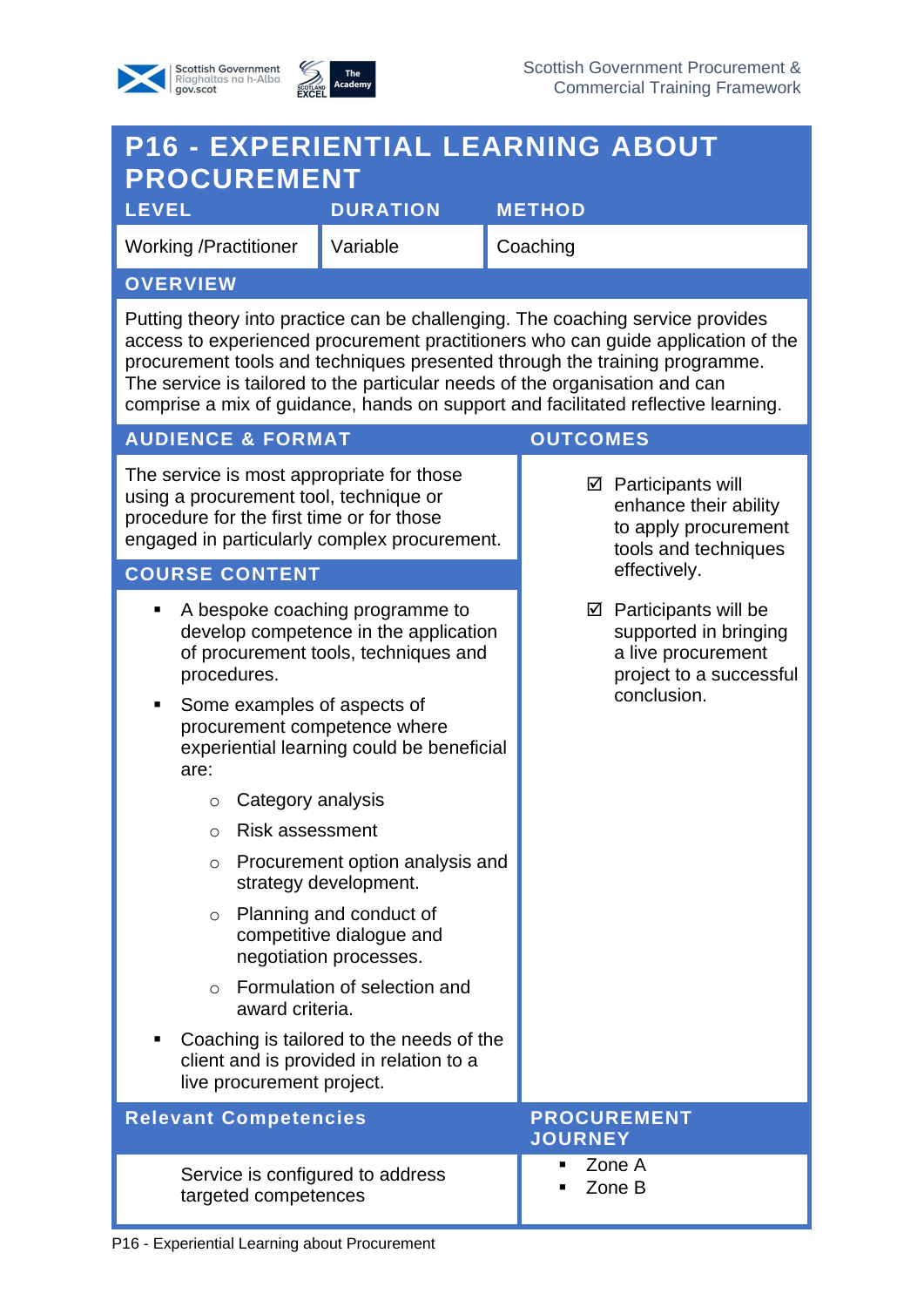# P16 - EXPERIENTIAL LEARNING ABOUT PROCUREMENT

| LEVEL | DURATION | METHOD |
|---|---|---|
| Working /Practitioner | Variable | Coaching |

## OVERVIEW

Putting theory into practice can be challenging. The coaching service provides access to experienced procurement practitioners who can guide application of the procurement tools and techniques presented through the training programme. The service is tailored to the particular needs of the organisation and can comprise a mix of guidance, hands on support and facilitated reflective learning.

## AUDIENCE & FORMAT

The service is most appropriate for those using a procurement tool, technique or procedure for the first time or for those engaged in particularly complex procurement.

## COURSE CONTENT

- A bespoke coaching programme to develop competence in the application of procurement tools, techniques and procedures.
- Some examples of aspects of procurement competence where experiential learning could be beneficial are:
  - Category analysis
  - Risk assessment
  - Procurement option analysis and strategy development.
  - Planning and conduct of competitive dialogue and negotiation processes.
  - Formulation of selection and award criteria.
- Coaching is tailored to the needs of the client and is provided in relation to a live procurement project.

## OUTCOMES

- ☑ Participants will enhance their ability to apply procurement tools and techniques effectively.
- ☑ Participants will be supported in bringing a live procurement project to a successful conclusion.

## Relevant Competencies

Service is configured to address targeted competences

## PROCUREMENT JOURNEY

- Zone A
- Zone B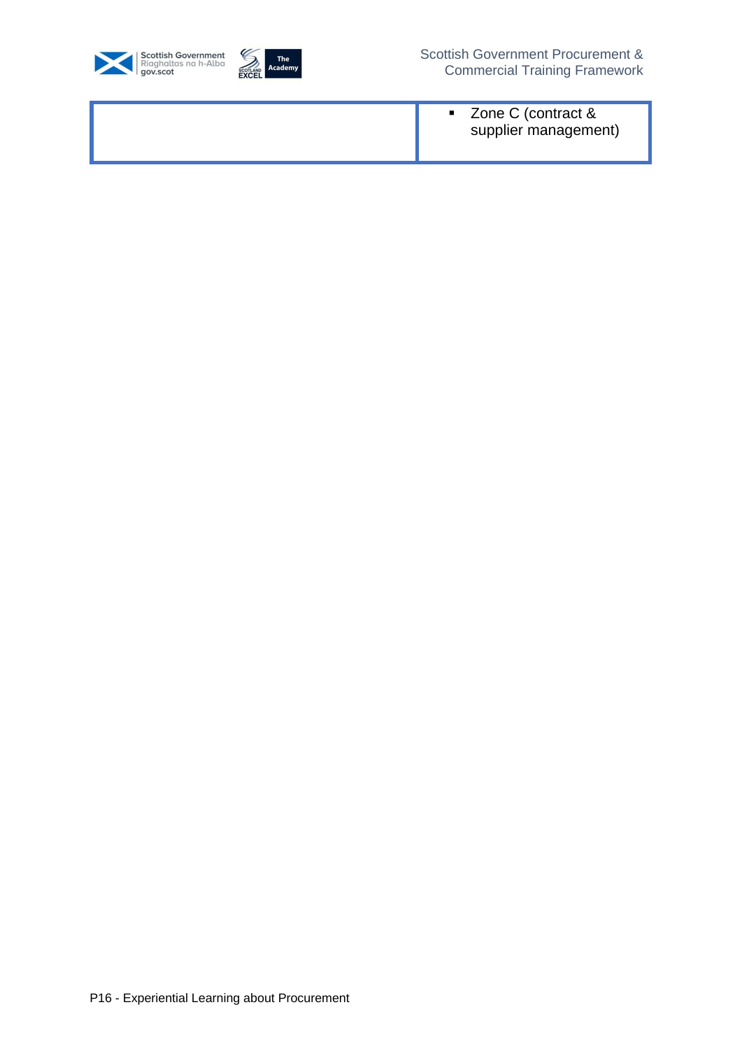| | |
|---|---|
| | - Zone C (contract & supplier management) |